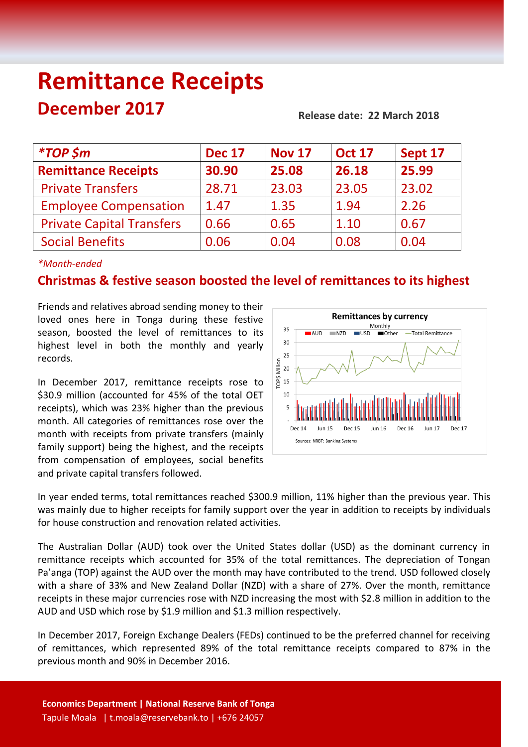# Remittance Receipts

## December 2017

**Release date: 22 March 2018**

| *TOP $m | Dec 17 | Nov 17 | Oct 17 | Sept 17 |
|---|---|---|---|---|
| **Remittance Receipts** | **30.90** | **25.08** | **26.18** | **25.99** |
| Private Transfers | 28.71 | 23.03 | 23.05 | 23.02 |
| Employee Compensation | 1.47 | 1.35 | 1.94 | 2.26 |
| Private Capital Transfers | 0.66 | 0.65 | 1.10 | 0.67 |
| Social Benefits | 0.06 | 0.04 | 0.08 | 0.04 |

*\*Month-ended*

### Christmas & festive season boosted the level of remittances to its highest

Friends and relatives abroad sending money to their loved ones here in Tonga during these festive season, boosted the level of remittances to its highest level in both the monthly and yearly records.

In December 2017, remittance receipts rose to $30.9 million (accounted for 45% of the total OET receipts), which was 23% higher than the previous month. All categories of remittances rose over the month with receipts from private transfers (mainly family support) being the highest, and the receipts from compensation of employees, social benefits and private capital transfers followed.

In year ended terms, total remittances reached $300.9 million, 11% higher than the previous year. This was mainly due to higher receipts for family support over the year in addition to receipts by individuals for house construction and renovation related activities.

The Australian Dollar (AUD) took over the United States dollar (USD) as the dominant currency in remittance receipts which accounted for 35% of the total remittances. The depreciation of Tongan Pa'anga (TOP) against the AUD over the month may have contributed to the trend. USD followed closely with a share of 33% and New Zealand Dollar (NZD) with a share of 27%. Over the month, remittance receipts in these major currencies rose with NZD increasing the most with $2.8 million in addition to the AUD and USD which rose by $1.9 million and $1.3 million respectively.

In December 2017, Foreign Exchange Dealers (FEDs) continued to be the preferred channel for receiving of remittances, which represented 89% of the total remittance receipts compared to 87% in the previous month and 90% in December 2016.

**Economics Department | National Reserve Bank of Tonga**
Tapule Moala | t.moala@reservebank.to | +676 24057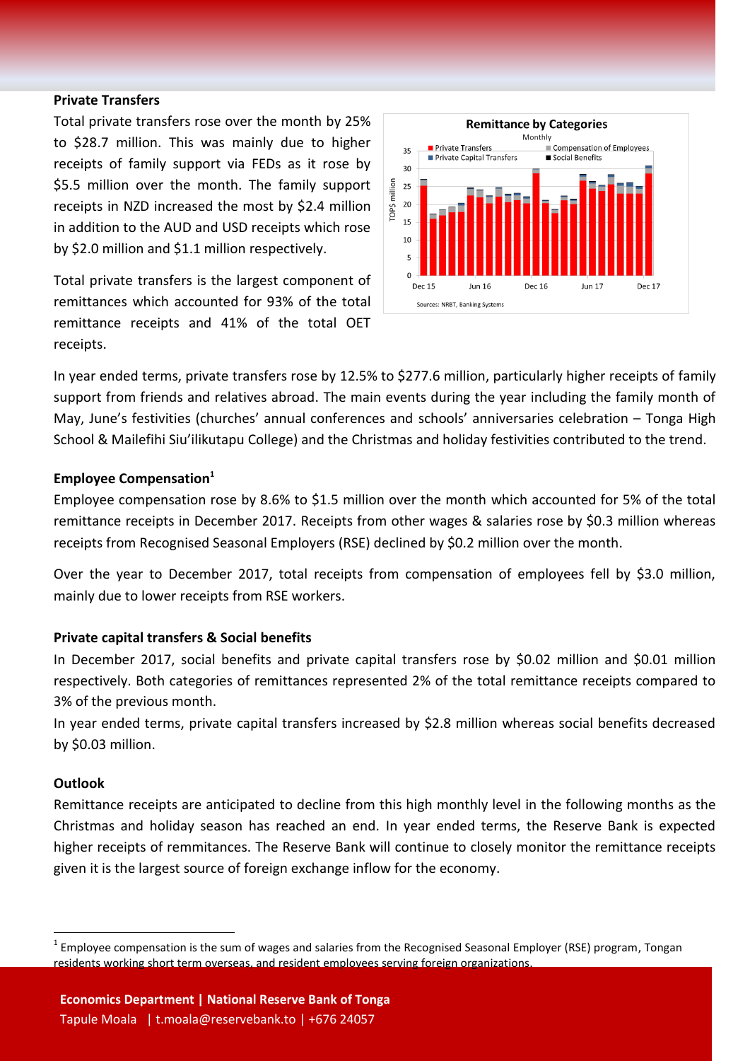### Private Transfers

Total private transfers rose over the month by 25% to $28.7 million. This was mainly due to higher receipts of family support via FEDs as it rose by $5.5 million over the month. The family support receipts in NZD increased the most by $2.4 million in addition to the AUD and USD receipts which rose by $2.0 million and $1.1 million respectively.

Total private transfers is the largest component of remittances which accounted for 93% of the total remittance receipts and 41% of the total OET receipts.

In year ended terms, private transfers rose by 12.5% to $277.6 million, particularly higher receipts of family support from friends and relatives abroad. The main events during the year including the family month of May, June's festivities (churches' annual conferences and schools' anniversaries celebration – Tonga High School & Mailefihi Siu'ilikutapu College) and the Christmas and holiday festivities contributed to the trend.

### Employee Compensation[1]

Employee compensation rose by 8.6% to $1.5 million over the month which accounted for 5% of the total remittance receipts in December 2017. Receipts from other wages & salaries rose by $0.3 million whereas receipts from Recognised Seasonal Employers (RSE) declined by $0.2 million over the month.

Over the year to December 2017, total receipts from compensation of employees fell by $3.0 million, mainly due to lower receipts from RSE workers.

### Private capital transfers & Social benefits

In December 2017, social benefits and private capital transfers rose by $0.02 million and $0.01 million respectively. Both categories of remittances represented 2% of the total remittance receipts compared to 3% of the previous month.

In year ended terms, private capital transfers increased by $2.8 million whereas social benefits decreased by $0.03 million.

### Outlook

Remittance receipts are anticipated to decline from this high monthly level in the following months as the Christmas and holiday season has reached an end. In year ended terms, the Reserve Bank is expected higher receipts of remmitances. The Reserve Bank will continue to closely monitor the remittance receipts given it is the largest source of foreign exchange inflow for the economy.

[1] Employee compensation is the sum of wages and salaries from the Recognised Seasonal Employer (RSE) program, Tongan residents working short term overseas, and resident employees serving foreign organizations.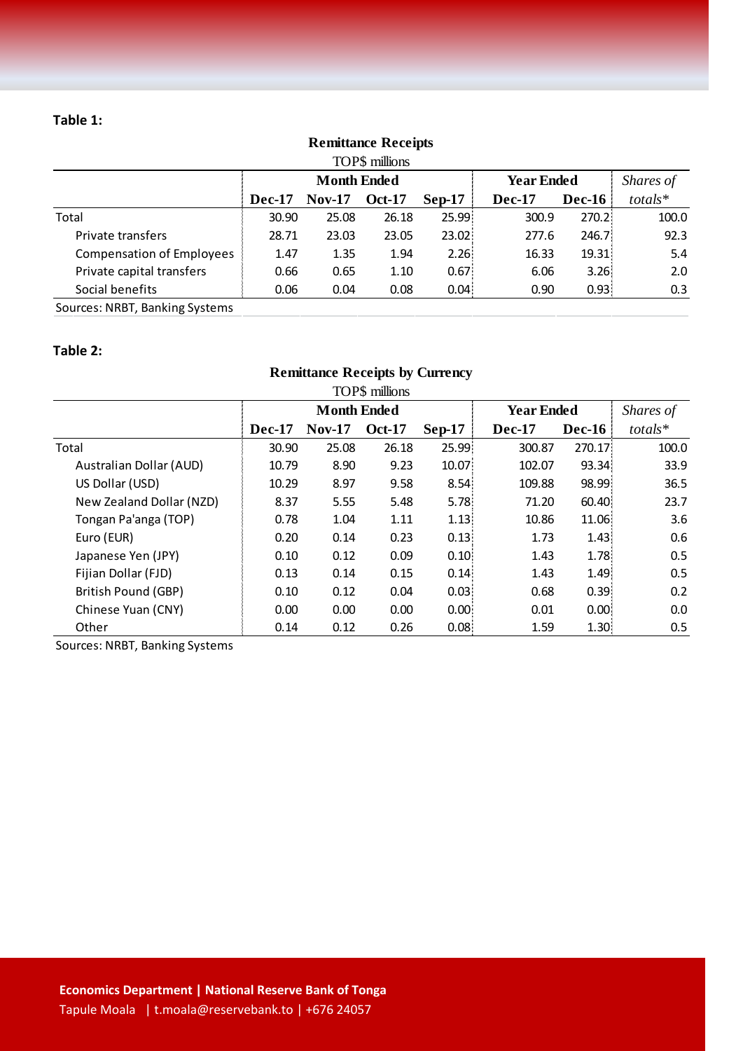**Table 1:**

**Remittance Receipts**
TOP$ millions

| | Month Ended | | | | Year Ended | | *Shares of* |
|---|---|---|---|---|---|---|---|
| | **Dec-17** | **Nov-17** | **Oct-17** | **Sep-17** | **Dec-17** | **Dec-16** | *totals** |
| Total | 30.90 | 25.08 | 26.18 | 25.99 | 300.9 | 270.2 | 100.0 |
| Private transfers | 28.71 | 23.03 | 23.05 | 23.02 | 277.6 | 246.7 | 92.3 |
| Compensation of Employees | 1.47 | 1.35 | 1.94 | 2.26 | 16.33 | 19.31 | 5.4 |
| Private capital transfers | 0.66 | 0.65 | 1.10 | 0.67 | 6.06 | 3.26 | 2.0 |
| Social benefits | 0.06 | 0.04 | 0.08 | 0.04 | 0.90 | 0.93 | 0.3 |

Sources: NRBT, Banking Systems

**Table 2:**

**Remittance Receipts by Currency**
TOP$ millions

| | Month Ended | | | | Year Ended | | *Shares of* |
|---|---|---|---|---|---|---|---|
| | **Dec-17** | **Nov-17** | **Oct-17** | **Sep-17** | **Dec-17** | **Dec-16** | *totals** |
| Total | 30.90 | 25.08 | 26.18 | 25.99 | 300.87 | 270.17 | 100.0 |
| Australian Dollar (AUD) | 10.79 | 8.90 | 9.23 | 10.07 | 102.07 | 93.34 | 33.9 |
| US Dollar (USD) | 10.29 | 8.97 | 9.58 | 8.54 | 109.88 | 98.99 | 36.5 |
| New Zealand Dollar (NZD) | 8.37 | 5.55 | 5.48 | 5.78 | 71.20 | 60.40 | 23.7 |
| Tongan Pa'anga (TOP) | 0.78 | 1.04 | 1.11 | 1.13 | 10.86 | 11.06 | 3.6 |
| Euro (EUR) | 0.20 | 0.14 | 0.23 | 0.13 | 1.73 | 1.43 | 0.6 |
| Japanese Yen (JPY) | 0.10 | 0.12 | 0.09 | 0.10 | 1.43 | 1.78 | 0.5 |
| Fijian Dollar (FJD) | 0.13 | 0.14 | 0.15 | 0.14 | 1.43 | 1.49 | 0.5 |
| British Pound (GBP) | 0.10 | 0.12 | 0.04 | 0.03 | 0.68 | 0.39 | 0.2 |
| Chinese Yuan (CNY) | 0.00 | 0.00 | 0.00 | 0.00 | 0.01 | 0.00 | 0.0 |
| Other | 0.14 | 0.12 | 0.26 | 0.08 | 1.59 | 1.30 | 0.5 |

Sources: NRBT, Banking Systems

**Economics Department | National Reserve Bank of Tonga**
Tapule Moala | t.moala@reservebank.to | +676 24057